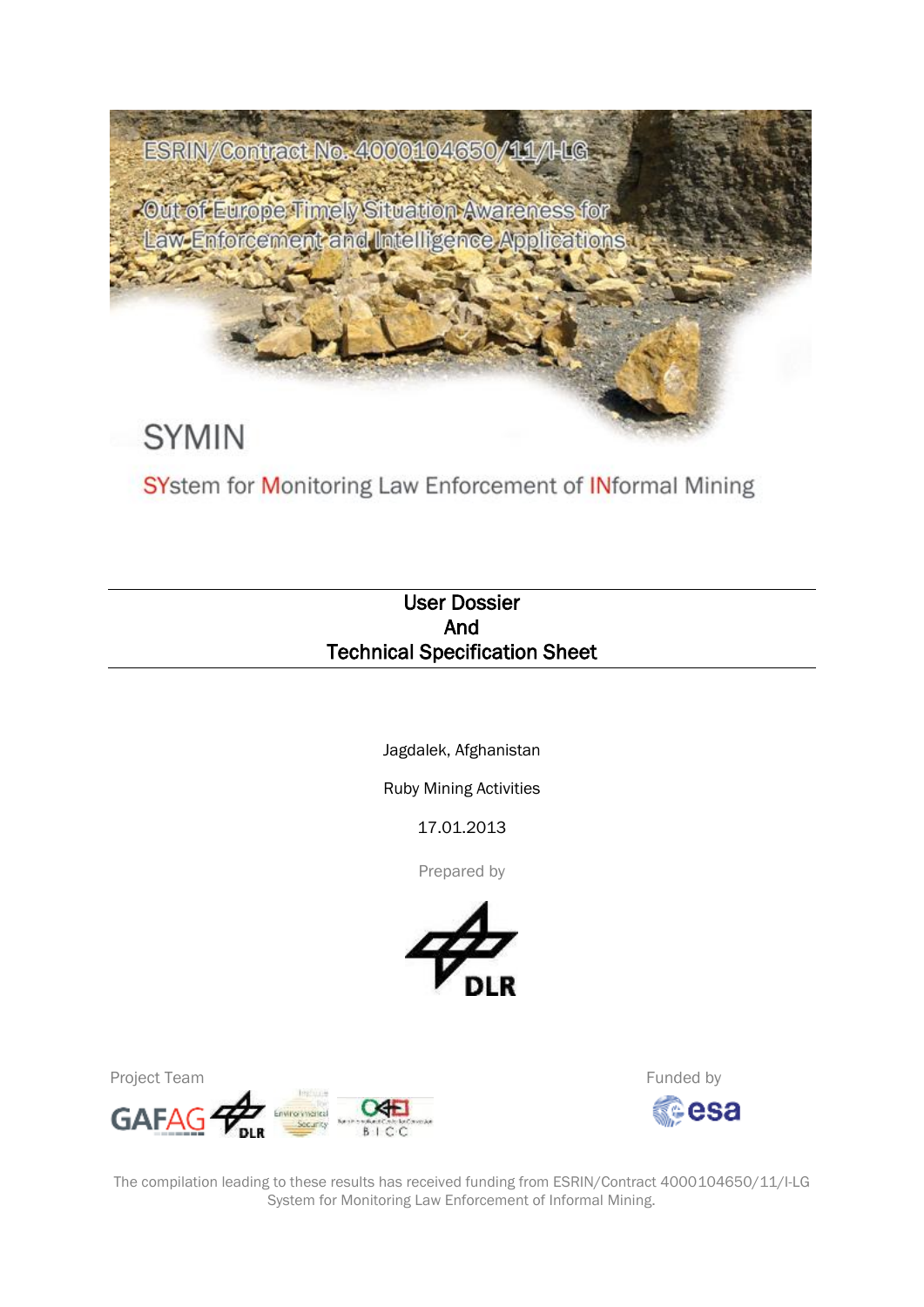ESRIN/Contract No. 4000104650/11/I-LG

Out of Europe Timely Situation Awareness for Law Enforcement and Intelligence Applications

# SYMIN

SYstem for Monitoring Law Enforcement of INformal Mining

## User Dossier And Technical Specification Sheet

Jagdalek, Afghanistan

Ruby Mining Activities

17.01.2013

Prepared by

DLR

Project Team

GAFAG DLR Institute for Environmental Security BICC

Funded by

esa

The compilation leading to these results has received funding from ESRIN/Contract 4000104650/11/I-LG System for Monitoring Law Enforcement of Informal Mining.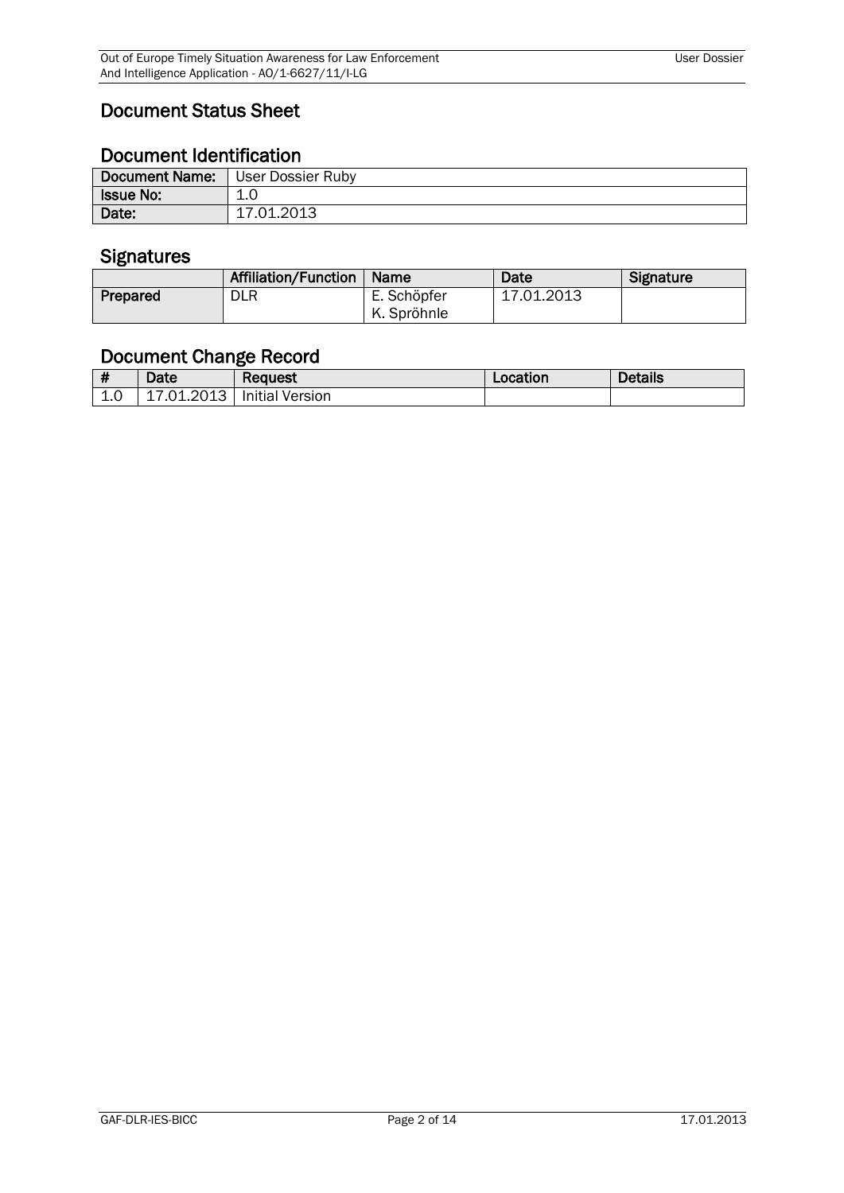# Document Status Sheet

## Document Identification

| **Document Name:** | User Dossier Ruby |
|---|---|
| **Issue No:** | 1.0 |
| **Date:** | 17.01.2013 |

## Signatures

| | Affiliation/Function | Name | Date | Signature |
|---|---|---|---|---|
| **Prepared** | DLR | E. Schöpfer<br>K. Spröhnle | 17.01.2013 | |

## Document Change Record

| # | Date | Request | Location | Details |
|---|---|---|---|---|
| 1.0 | 17.01.2013 | Initial Version | | |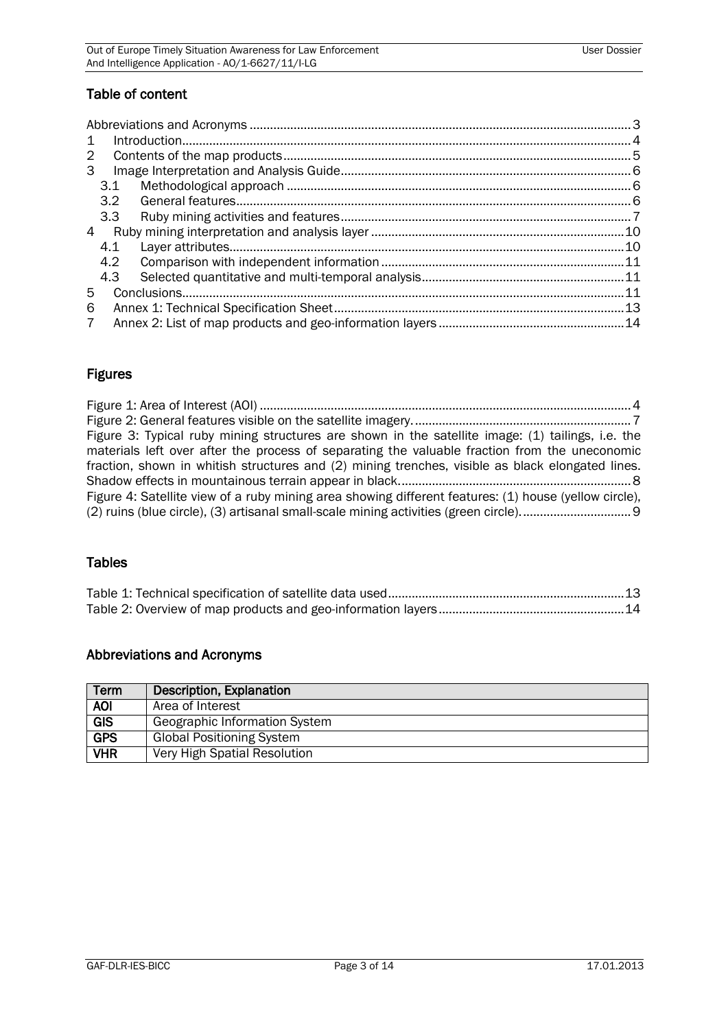## Table of content

Abbreviations and Acronyms ..... 3
1 Introduction ..... 4
2 Contents of the map products ..... 5
3 Image Interpretation and Analysis Guide ..... 6
   3.1 Methodological approach ..... 6
   3.2 General features ..... 6
   3.3 Ruby mining activities and features ..... 7
4 Ruby mining interpretation and analysis layer ..... 10
   4.1 Layer attributes ..... 10
   4.2 Comparison with independent information ..... 11
   4.3 Selected quantitative and multi-temporal analysis ..... 11
5 Conclusions ..... 11
6 Annex 1: Technical Specification Sheet ..... 13
7 Annex 2: List of map products and geo-information layers ..... 14

## Figures

Figure 1: Area of Interest (AOI) ..... 4
Figure 2: General features visible on the satellite imagery. ..... 7
Figure 3: Typical ruby mining structures are shown in the satellite image: (1) tailings, i.e. the materials left over after the process of separating the valuable fraction from the uneconomic fraction, shown in whitish structures and (2) mining trenches, visible as black elongated lines. Shadow effects in mountainous terrain appear in black. ..... 8
Figure 4: Satellite view of a ruby mining area showing different features: (1) house (yellow circle), (2) ruins (blue circle), (3) artisanal small-scale mining activities (green circle). ..... 9

## Tables

Table 1: Technical specification of satellite data used ..... 13
Table 2: Overview of map products and geo-information layers ..... 14

## Abbreviations and Acronyms

| Term | Description, Explanation |
|---|---|
| **AOI** | Area of Interest |
| **GIS** | Geographic Information System |
| **GPS** | Global Positioning System |
| **VHR** | Very High Spatial Resolution |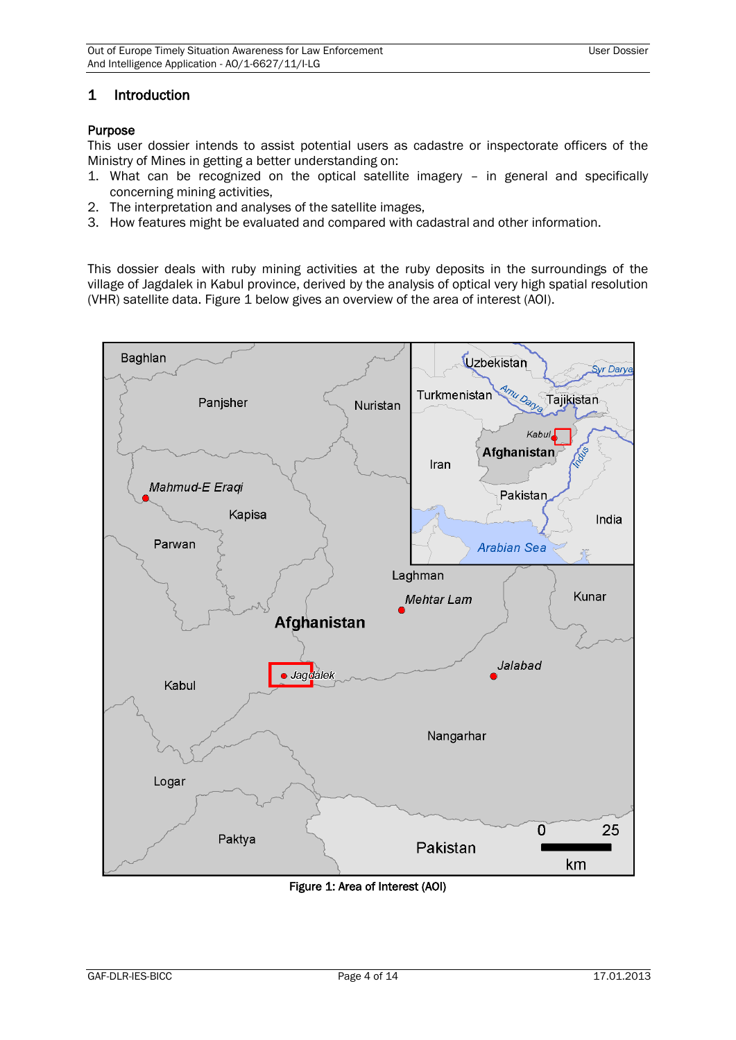# 1 Introduction

**Purpose**

This user dossier intends to assist potential users as cadastre or inspectorate officers of the Ministry of Mines in getting a better understanding on:

1. What can be recognized on the optical satellite imagery – in general and specifically concerning mining activities,
2. The interpretation and analyses of the satellite images,
3. How features might be evaluated and compared with cadastral and other information.

This dossier deals with ruby mining activities at the ruby deposits in the surroundings of the village of Jagdalek in Kabul province, derived by the analysis of optical very high spatial resolution (VHR) satellite data. Figure 1 below gives an overview of the area of interest (AOI).

**Figure 1: Area of Interest (AOI)**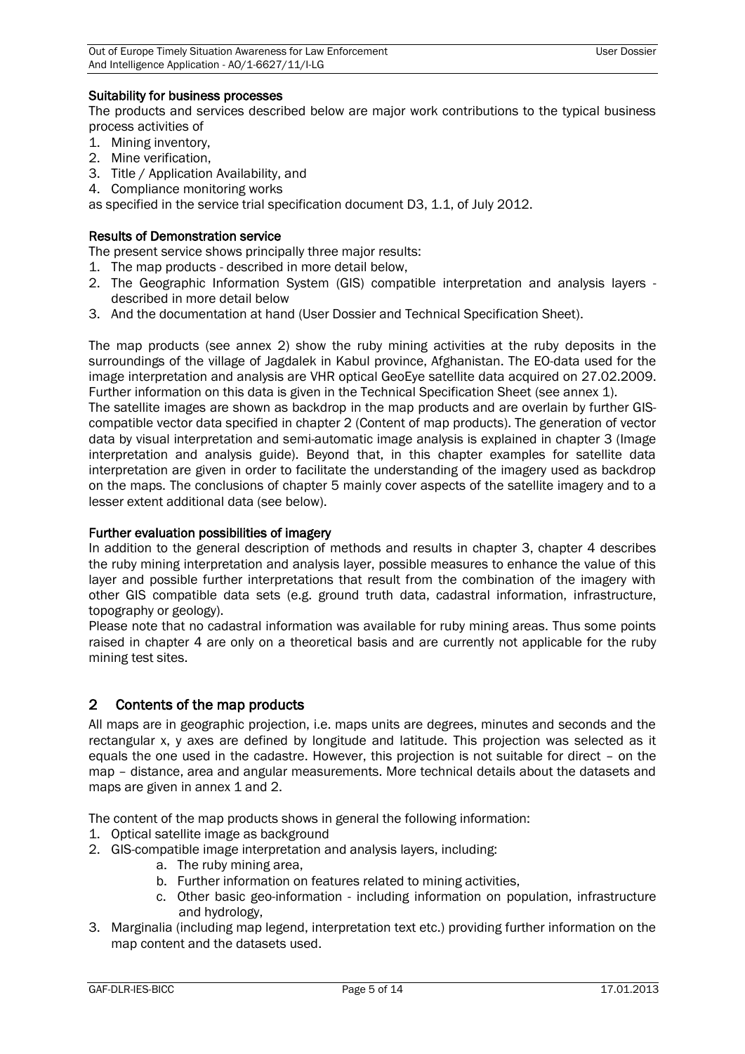**Suitability for business processes**

The products and services described below are major work contributions to the typical business process activities of

1. Mining inventory,
2. Mine verification,
3. Title / Application Availability, and
4. Compliance monitoring works

as specified in the service trial specification document D3, 1.1, of July 2012.

**Results of Demonstration service**

The present service shows principally three major results:

1. The map products - described in more detail below,
2. The Geographic Information System (GIS) compatible interpretation and analysis layers - described in more detail below
3. And the documentation at hand (User Dossier and Technical Specification Sheet).

The map products (see annex 2) show the ruby mining activities at the ruby deposits in the surroundings of the village of Jagdalek in Kabul province, Afghanistan. The EO-data used for the image interpretation and analysis are VHR optical GeoEye satellite data acquired on 27.02.2009. Further information on this data is given in the Technical Specification Sheet (see annex 1).

The satellite images are shown as backdrop in the map products and are overlain by further GIS-compatible vector data specified in chapter 2 (Content of map products). The generation of vector data by visual interpretation and semi-automatic image analysis is explained in chapter 3 (Image interpretation and analysis guide). Beyond that, in this chapter examples for satellite data interpretation are given in order to facilitate the understanding of the imagery used as backdrop on the maps. The conclusions of chapter 5 mainly cover aspects of the satellite imagery and to a lesser extent additional data (see below).

**Further evaluation possibilities of imagery**

In addition to the general description of methods and results in chapter 3, chapter 4 describes the ruby mining interpretation and analysis layer, possible measures to enhance the value of this layer and possible further interpretations that result from the combination of the imagery with other GIS compatible data sets (e.g. ground truth data, cadastral information, infrastructure, topography or geology).

Please note that no cadastral information was available for ruby mining areas. Thus some points raised in chapter 4 are only on a theoretical basis and are currently not applicable for the ruby mining test sites.

## 2 Contents of the map products

All maps are in geographic projection, i.e. maps units are degrees, minutes and seconds and the rectangular x, y axes are defined by longitude and latitude. This projection was selected as it equals the one used in the cadastre. However, this projection is not suitable for direct – on the map – distance, area and angular measurements. More technical details about the datasets and maps are given in annex 1 and 2.

The content of the map products shows in general the following information:

1. Optical satellite image as background
2. GIS-compatible image interpretation and analysis layers, including:
    a. The ruby mining area,
    b. Further information on features related to mining activities,
    c. Other basic geo-information - including information on population, infrastructure and hydrology,
3. Marginalia (including map legend, interpretation text etc.) providing further information on the map content and the datasets used.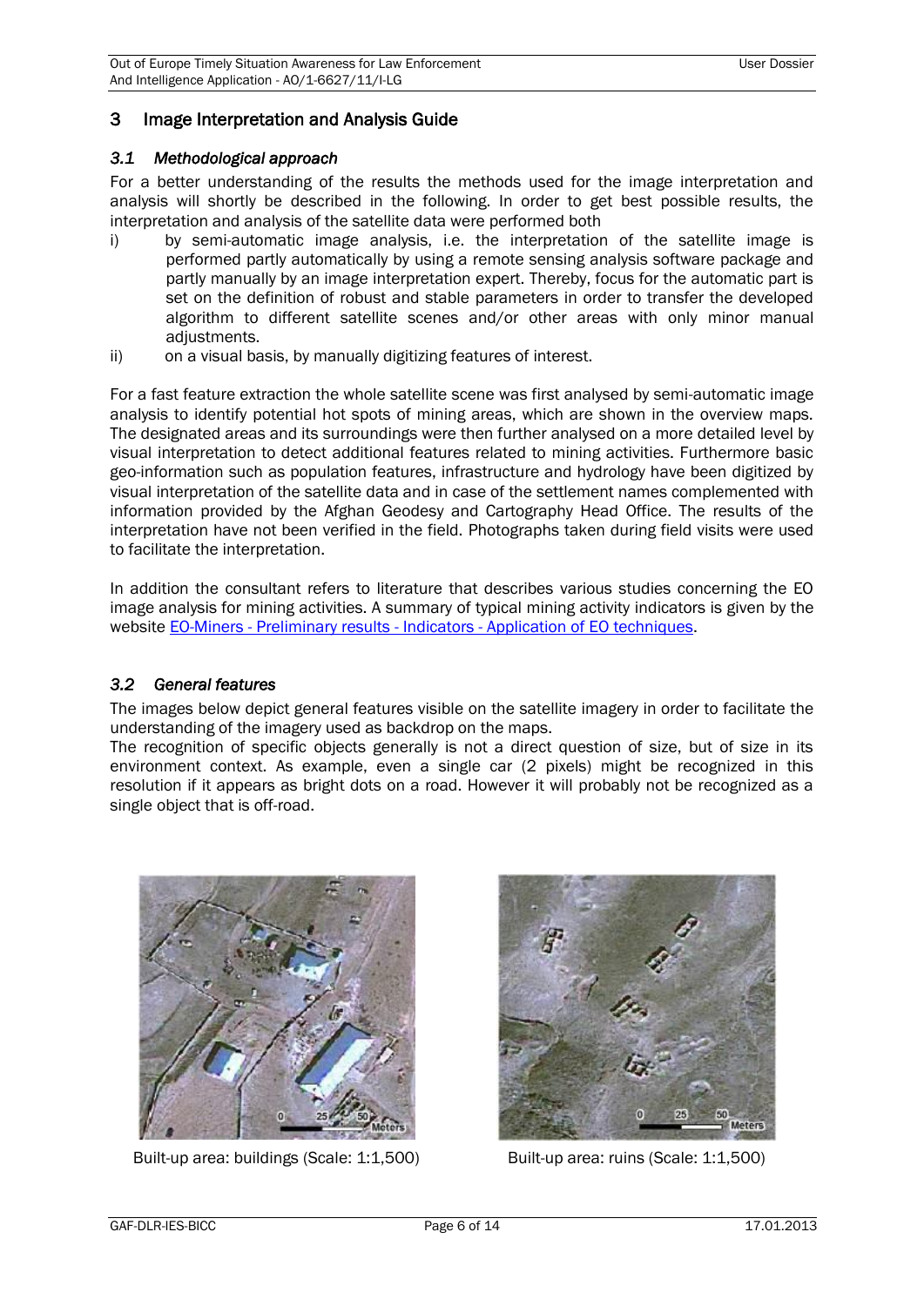## 3 Image Interpretation and Analysis Guide

### 3.1 Methodological approach

For a better understanding of the results the methods used for the image interpretation and analysis will shortly be described in the following. In order to get best possible results, the interpretation and analysis of the satellite data were performed both

i) by semi-automatic image analysis, i.e. the interpretation of the satellite image is performed partly automatically by using a remote sensing analysis software package and partly manually by an image interpretation expert. Thereby, focus for the automatic part is set on the definition of robust and stable parameters in order to transfer the developed algorithm to different satellite scenes and/or other areas with only minor manual adjustments.

ii) on a visual basis, by manually digitizing features of interest.

For a fast feature extraction the whole satellite scene was first analysed by semi-automatic image analysis to identify potential hot spots of mining areas, which are shown in the overview maps. The designated areas and its surroundings were then further analysed on a more detailed level by visual interpretation to detect additional features related to mining activities. Furthermore basic geo-information such as population features, infrastructure and hydrology have been digitized by visual interpretation of the satellite data and in case of the settlement names complemented with information provided by the Afghan Geodesy and Cartography Head Office. The results of the interpretation have not been verified in the field. Photographs taken during field visits were used to facilitate the interpretation.

In addition the consultant refers to literature that describes various studies concerning the EO image analysis for mining activities. A summary of typical mining activity indicators is given by the website EO-Miners - Preliminary results - Indicators - Application of EO techniques.

### 3.2 General features

The images below depict general features visible on the satellite imagery in order to facilitate the understanding of the imagery used as backdrop on the maps.

The recognition of specific objects generally is not a direct question of size, but of size in its environment context. As example, even a single car (2 pixels) might be recognized in this resolution if it appears as bright dots on a road. However it will probably not be recognized as a single object that is off-road.

Built-up area: buildings (Scale: 1:1,500)

Built-up area: ruins (Scale: 1:1,500)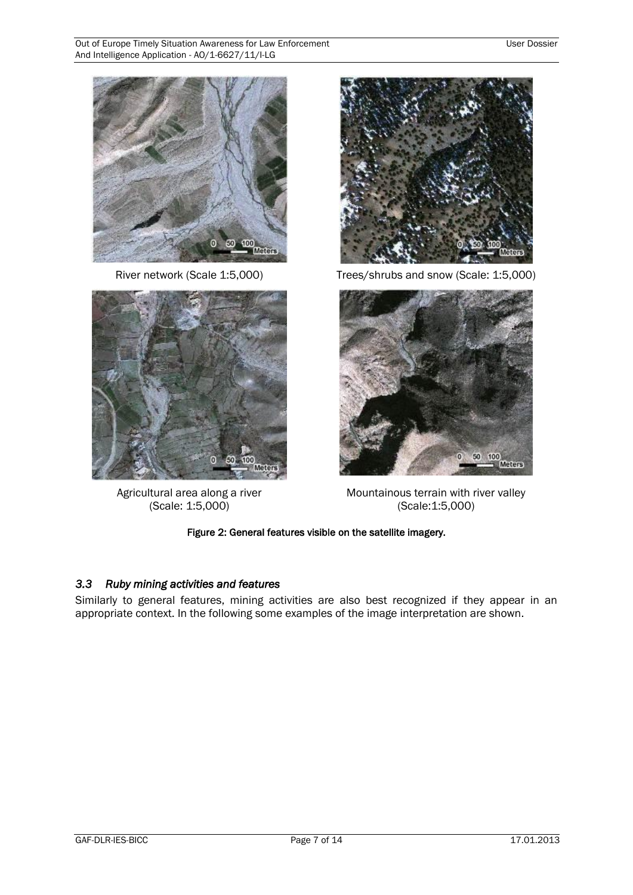River network (Scale 1:5,000)

Trees/shrubs and snow (Scale: 1:5,000)

Agricultural area along a river (Scale: 1:5,000)

Mountainous terrain with river valley (Scale:1:5,000)

**Figure 2: General features visible on the satellite imagery.**

### *3.3 Ruby mining activities and features*

Similarly to general features, mining activities are also best recognized if they appear in an appropriate context. In the following some examples of the image interpretation are shown.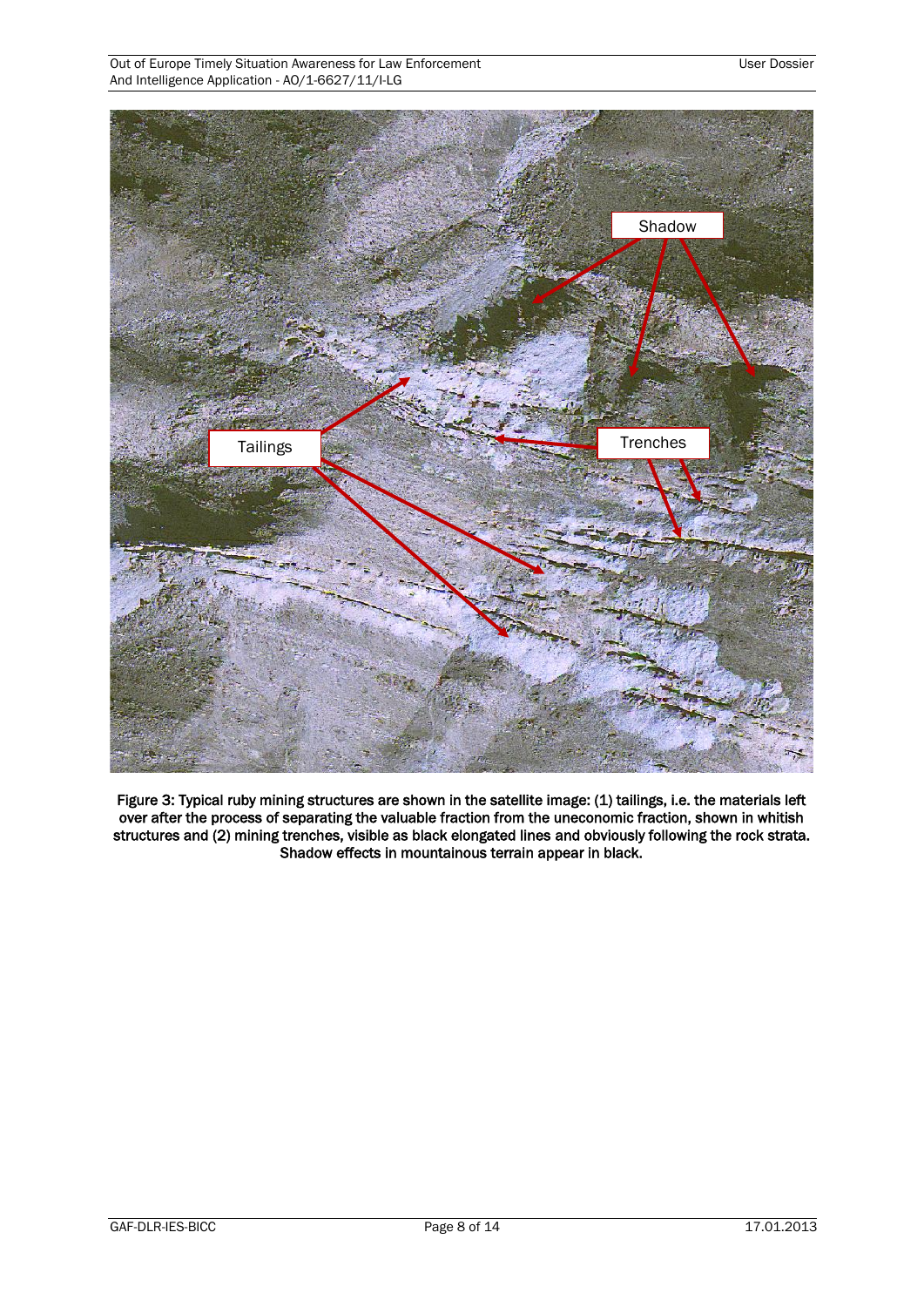Figure 3: Typical ruby mining structures are shown in the satellite image: (1) tailings, i.e. the materials left over after the process of separating the valuable fraction from the uneconomic fraction, shown in whitish structures and (2) mining trenches, visible as black elongated lines and obviously following the rock strata. Shadow effects in mountainous terrain appear in black.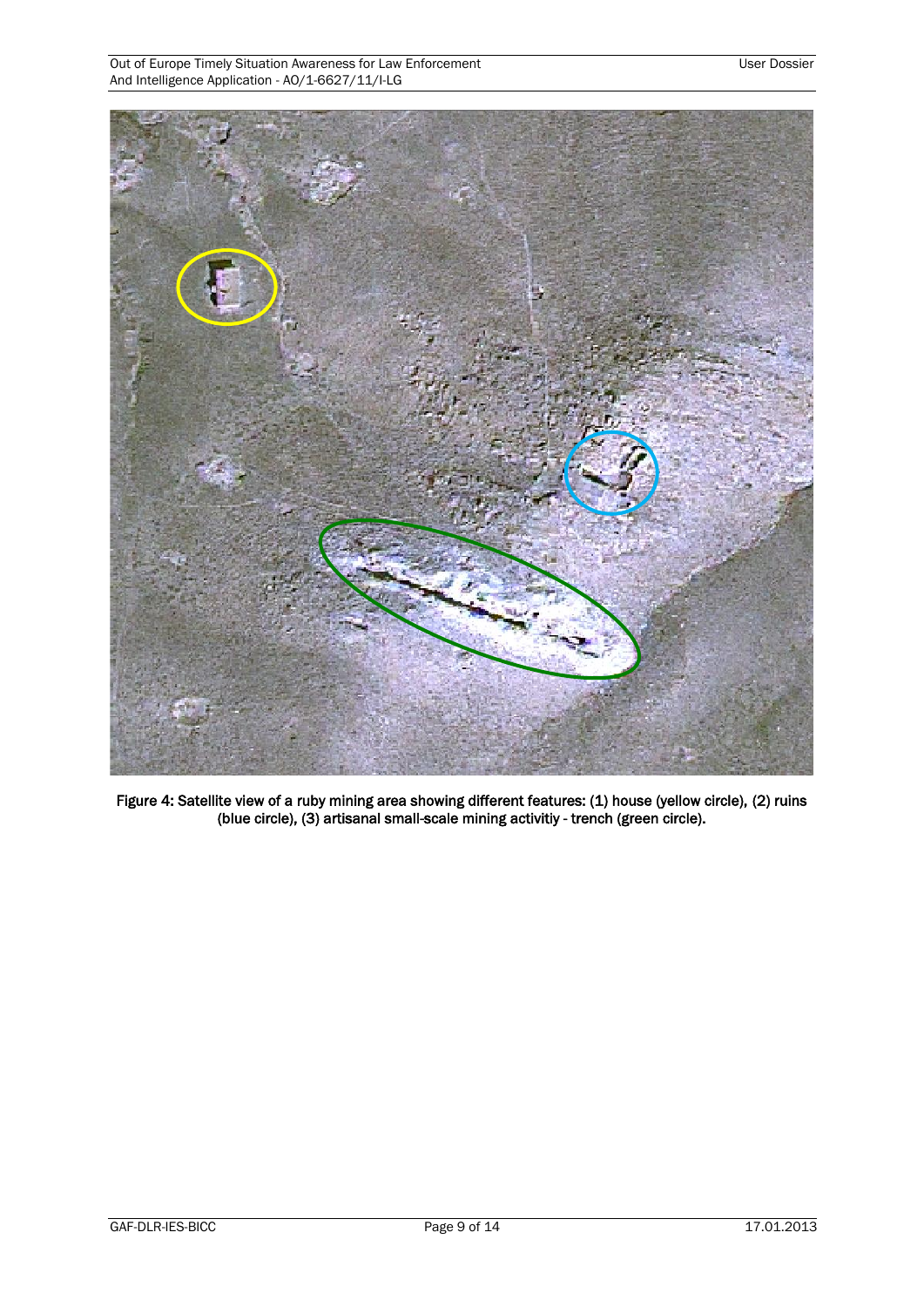Figure 4: Satellite view of a ruby mining area showing different features: (1) house (yellow circle), (2) ruins (blue circle), (3) artisanal small-scale mining activitiy - trench (green circle).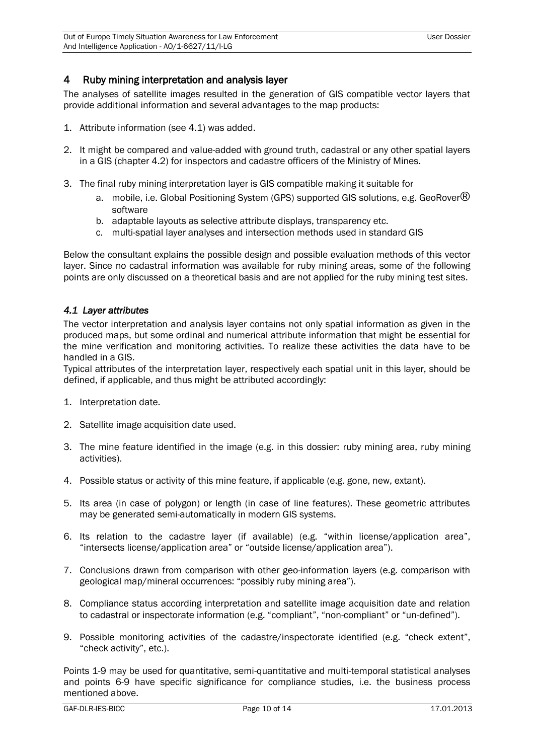## 4 Ruby mining interpretation and analysis layer

The analyses of satellite images resulted in the generation of GIS compatible vector layers that provide additional information and several advantages to the map products:

1. Attribute information (see 4.1) was added.

2. It might be compared and value-added with ground truth, cadastral or any other spatial layers in a GIS (chapter 4.2) for inspectors and cadastre officers of the Ministry of Mines.

3. The final ruby mining interpretation layer is GIS compatible making it suitable for
   a. mobile, i.e. Global Positioning System (GPS) supported GIS solutions, e.g. GeoRover® software
   b. adaptable layouts as selective attribute displays, transparency etc.
   c. multi-spatial layer analyses and intersection methods used in standard GIS

Below the consultant explains the possible design and possible evaluation methods of this vector layer. Since no cadastral information was available for ruby mining areas, some of the following points are only discussed on a theoretical basis and are not applied for the ruby mining test sites.

### *4.1 Layer attributes*

The vector interpretation and analysis layer contains not only spatial information as given in the produced maps, but some ordinal and numerical attribute information that might be essential for the mine verification and monitoring activities. To realize these activities the data have to be handled in a GIS.

Typical attributes of the interpretation layer, respectively each spatial unit in this layer, should be defined, if applicable, and thus might be attributed accordingly:

1. Interpretation date.

2. Satellite image acquisition date used.

3. The mine feature identified in the image (e.g. in this dossier: ruby mining area, ruby mining activities).

4. Possible status or activity of this mine feature, if applicable (e.g. gone, new, extant).

5. Its area (in case of polygon) or length (in case of line features). These geometric attributes may be generated semi-automatically in modern GIS systems.

6. Its relation to the cadastre layer (if available) (e.g. "within license/application area", "intersects license/application area" or "outside license/application area").

7. Conclusions drawn from comparison with other geo-information layers (e.g. comparison with geological map/mineral occurrences: "possibly ruby mining area").

8. Compliance status according interpretation and satellite image acquisition date and relation to cadastral or inspectorate information (e.g. "compliant", "non-compliant" or "un-defined").

9. Possible monitoring activities of the cadastre/inspectorate identified (e.g. "check extent", "check activity", etc.).

Points 1-9 may be used for quantitative, semi-quantitative and multi-temporal statistical analyses and points 6-9 have specific significance for compliance studies, i.e. the business process mentioned above.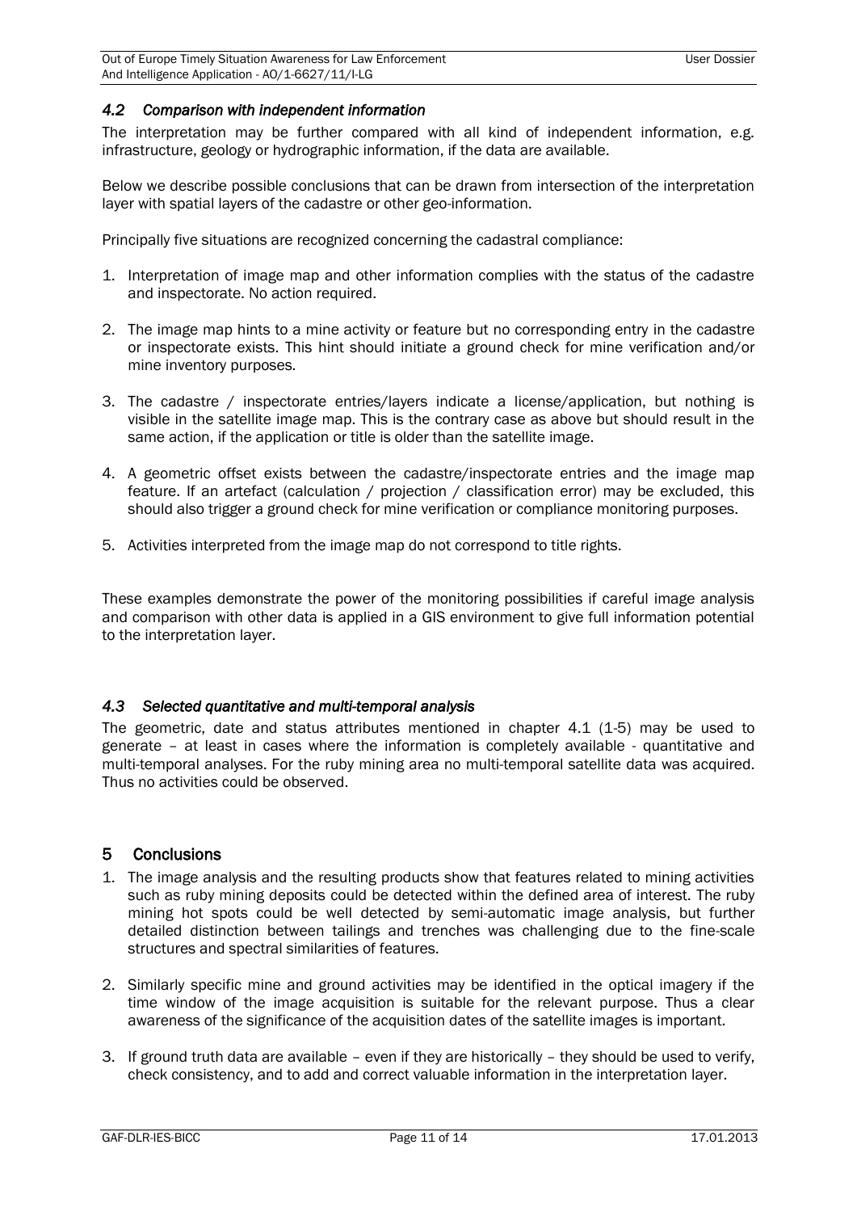### *4.2 Comparison with independent information*

The interpretation may be further compared with all kind of independent information, e.g. infrastructure, geology or hydrographic information, if the data are available.

Below we describe possible conclusions that can be drawn from intersection of the interpretation layer with spatial layers of the cadastre or other geo-information.

Principally five situations are recognized concerning the cadastral compliance:

1. Interpretation of image map and other information complies with the status of the cadastre and inspectorate. No action required.

2. The image map hints to a mine activity or feature but no corresponding entry in the cadastre or inspectorate exists. This hint should initiate a ground check for mine verification and/or mine inventory purposes.

3. The cadastre / inspectorate entries/layers indicate a license/application, but nothing is visible in the satellite image map. This is the contrary case as above but should result in the same action, if the application or title is older than the satellite image.

4. A geometric offset exists between the cadastre/inspectorate entries and the image map feature. If an artefact (calculation / projection / classification error) may be excluded, this should also trigger a ground check for mine verification or compliance monitoring purposes.

5. Activities interpreted from the image map do not correspond to title rights.

These examples demonstrate the power of the monitoring possibilities if careful image analysis and comparison with other data is applied in a GIS environment to give full information potential to the interpretation layer.

### *4.3 Selected quantitative and multi-temporal analysis*

The geometric, date and status attributes mentioned in chapter 4.1 (1-5) may be used to generate – at least in cases where the information is completely available - quantitative and multi-temporal analyses. For the ruby mining area no multi-temporal satellite data was acquired. Thus no activities could be observed.

## 5 Conclusions

1. The image analysis and the resulting products show that features related to mining activities such as ruby mining deposits could be detected within the defined area of interest. The ruby mining hot spots could be well detected by semi-automatic image analysis, but further detailed distinction between tailings and trenches was challenging due to the fine-scale structures and spectral similarities of features.

2. Similarly specific mine and ground activities may be identified in the optical imagery if the time window of the image acquisition is suitable for the relevant purpose. Thus a clear awareness of the significance of the acquisition dates of the satellite images is important.

3. If ground truth data are available – even if they are historically – they should be used to verify, check consistency, and to add and correct valuable information in the interpretation layer.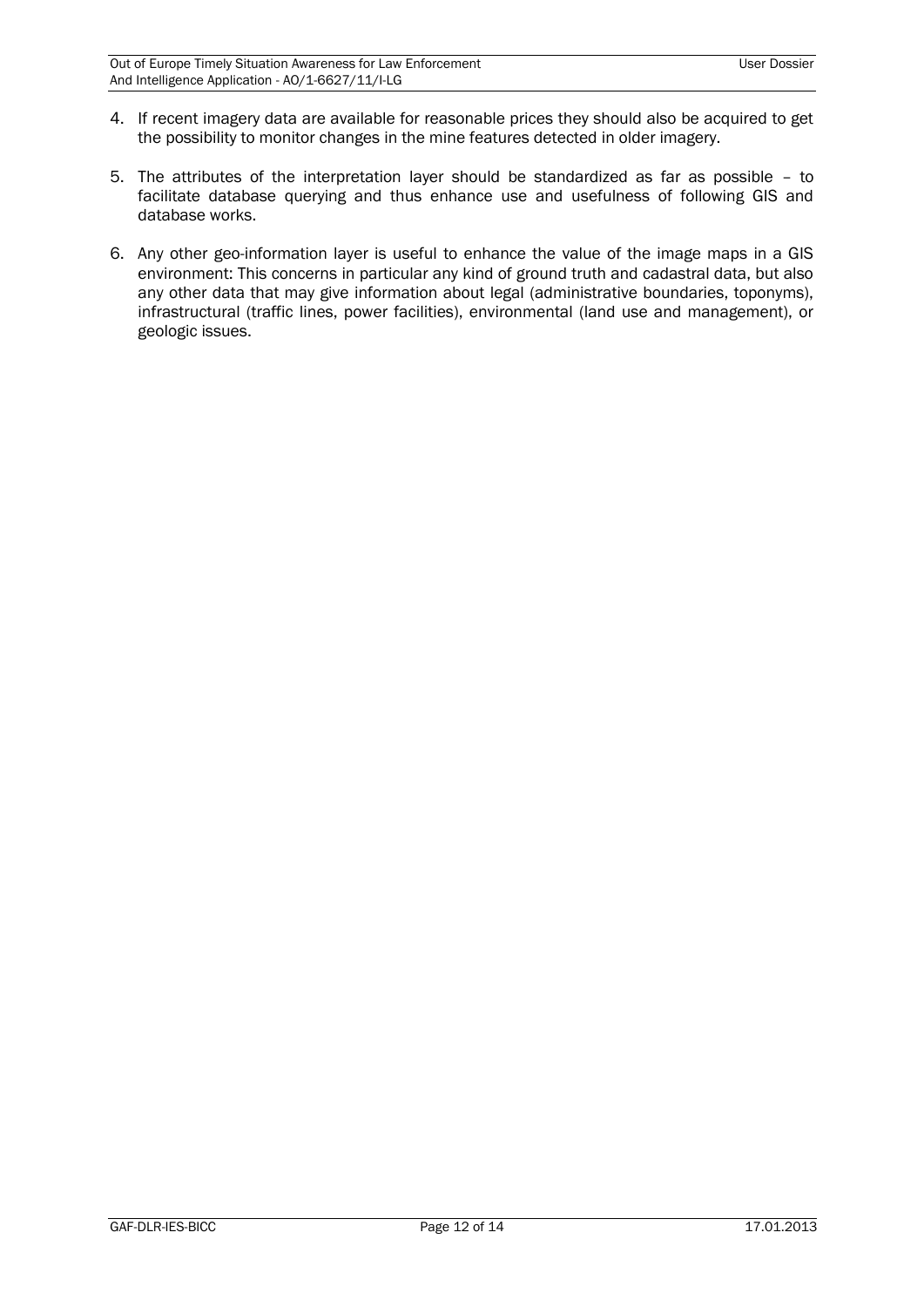4. If recent imagery data are available for reasonable prices they should also be acquired to get the possibility to monitor changes in the mine features detected in older imagery.

5. The attributes of the interpretation layer should be standardized as far as possible – to facilitate database querying and thus enhance use and usefulness of following GIS and database works.

6. Any other geo-information layer is useful to enhance the value of the image maps in a GIS environment: This concerns in particular any kind of ground truth and cadastral data, but also any other data that may give information about legal (administrative boundaries, toponyms), infrastructural (traffic lines, power facilities), environmental (land use and management), or geologic issues.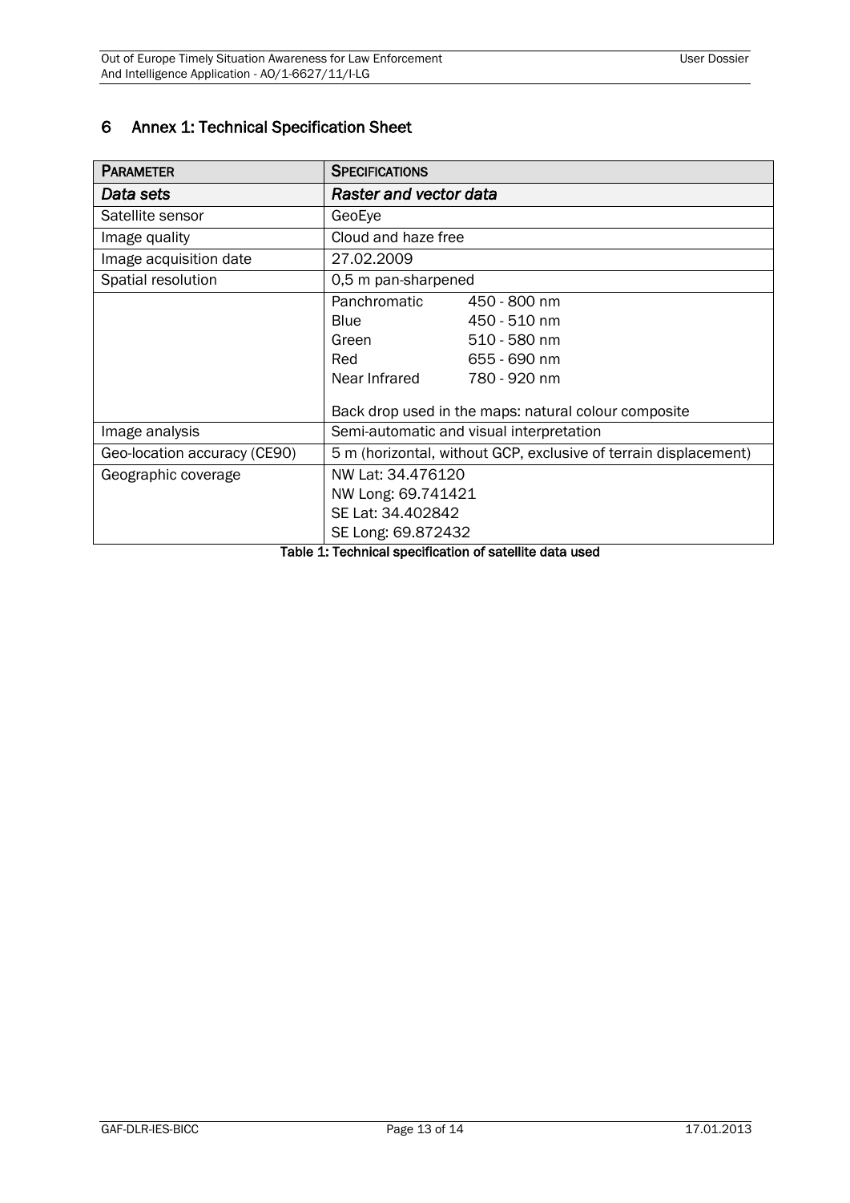# 6 Annex 1: Technical Specification Sheet

| PARAMETER | SPECIFICATIONS |
|---|---|
| *Data sets* | *Raster and vector data* |
| Satellite sensor | GeoEye |
| Image quality | Cloud and haze free |
| Image acquisition date | 27.02.2009 |
| Spatial resolution | 0,5 m pan-sharpened |
| | Panchromatic 450 - 800 nm<br>Blue 450 - 510 nm<br>Green 510 - 580 nm<br>Red 655 - 690 nm<br>Near Infrared 780 - 920 nm<br><br>Back drop used in the maps: natural colour composite |
| Image analysis | Semi-automatic and visual interpretation |
| Geo-location accuracy (CE90) | 5 m (horizontal, without GCP, exclusive of terrain displacement) |
| Geographic coverage | NW Lat: 34.476120<br>NW Long: 69.741421<br>SE Lat: 34.402842<br>SE Long: 69.872432 |

Table 1: Technical specification of satellite data used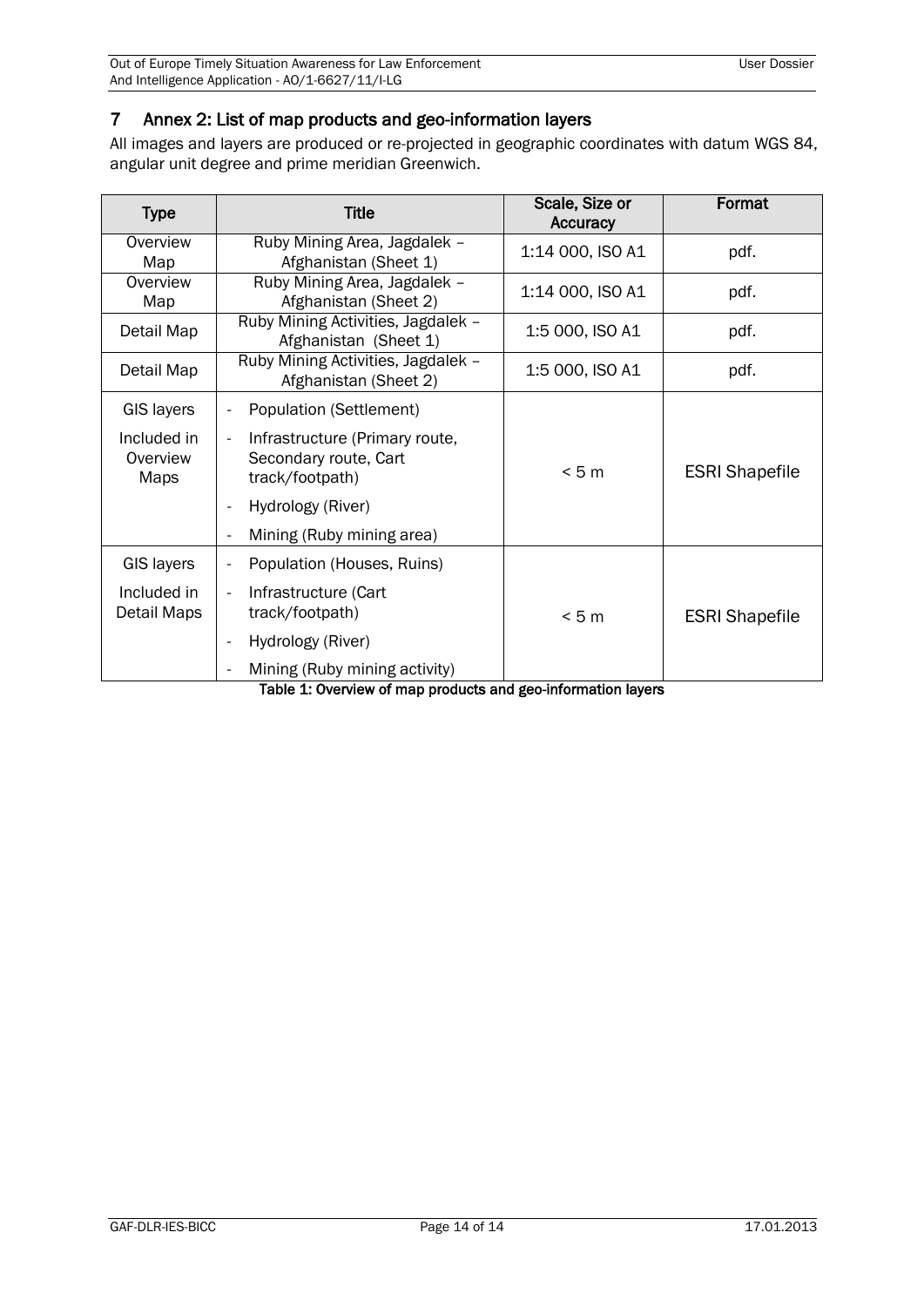## 7 Annex 2: List of map products and geo-information layers

All images and layers are produced or re-projected in geographic coordinates with datum WGS 84, angular unit degree and prime meridian Greenwich.

| Type | Title | Scale, Size or Accuracy | Format |
|---|---|---|---|
| Overview Map | Ruby Mining Area, Jagdalek – Afghanistan (Sheet 1) | 1:14 000, ISO A1 | pdf. |
| Overview Map | Ruby Mining Area, Jagdalek – Afghanistan (Sheet 2) | 1:14 000, ISO A1 | pdf. |
| Detail Map | Ruby Mining Activities, Jagdalek – Afghanistan (Sheet 1) | 1:5 000, ISO A1 | pdf. |
| Detail Map | Ruby Mining Activities, Jagdalek – Afghanistan (Sheet 2) | 1:5 000, ISO A1 | pdf. |
| GIS layers Included in Overview Maps | - Population (Settlement)<br>- Infrastructure (Primary route, Secondary route, Cart track/footpath)<br>- Hydrology (River)<br>- Mining (Ruby mining area) | < 5 m | ESRI Shapefile |
| GIS layers Included in Detail Maps | - Population (Houses, Ruins)<br>- Infrastructure (Cart track/footpath)<br>- Hydrology (River)<br>- Mining (Ruby mining activity) | < 5 m | ESRI Shapefile |

**Table 1: Overview of map products and geo-information layers**